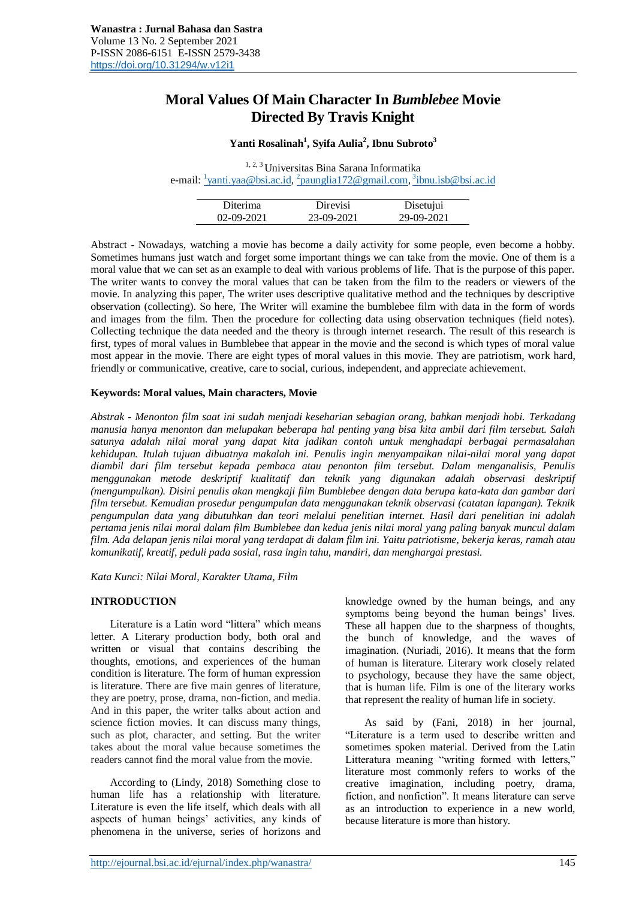# Moral Values Of Main Character In *Bumblebee* Movie Directed By Travis Knight

**Yanti Rosalinah[1], Syifa Aulia[2], Ibnu Subroto[3]**

[1, 2, 3] Universitas Bina Sarana Informatika
e-mail: [1]yanti.yaa@bsi.ac.id, [2]paunglia172@gmail.com, [3]ibnu.isb@bsi.ac.id

| Diterima | Direvisi | Disetujui |
|---|---|---|
| 02-09-2021 | 23-09-2021 | 29-09-2021 |

Abstract - Nowadays, watching a movie has become a daily activity for some people, even become a hobby. Sometimes humans just watch and forget some important things we can take from the movie. One of them is a moral value that we can set as an example to deal with various problems of life. That is the purpose of this paper. The writer wants to convey the moral values that can be taken from the film to the readers or viewers of the movie. In analyzing this paper, The writer uses descriptive qualitative method and the techniques by descriptive observation (collecting). So here, The Writer will examine the bumblebee film with data in the form of words and images from the film. Then the procedure for collecting data using observation techniques (field notes). Collecting technique the data needed and the theory is through internet research. The result of this research is first, types of moral values in Bumblebee that appear in the movie and the second is which types of moral value most appear in the movie. There are eight types of moral values in this movie. They are patriotism, work hard, friendly or communicative, creative, care to social, curious, independent, and appreciate achievement.

**Keywords: Moral values, Main characters, Movie**

*Abstrak - Menonton film saat ini sudah menjadi keseharian sebagian orang, bahkan menjadi hobi. Terkadang manusia hanya menonton dan melupakan beberapa hal penting yang bisa kita ambil dari film tersebut. Salah satunya adalah nilai moral yang dapat kita jadikan contoh untuk menghadapi berbagai permasalahan kehidupan. Itulah tujuan dibuatnya makalah ini. Penulis ingin menyampaikan nilai-nilai moral yang dapat diambil dari film tersebut kepada pembaca atau penonton film tersebut. Dalam menganalisis, Penulis menggunakan metode deskriptif kualitatif dan teknik yang digunakan adalah observasi deskriptif (mengumpulkan). Disini penulis akan mengkaji film Bumblebee dengan data berupa kata-kata dan gambar dari film tersebut. Kemudian prosedur pengumpulan data menggunakan teknik observasi (catatan lapangan). Teknik pengumpulan data yang dibutuhkan dan teori melalui penelitian internet. Hasil dari penelitian ini adalah pertama jenis nilai moral dalam film Bumblebee dan kedua jenis nilai moral yang paling banyak muncul dalam film. Ada delapan jenis nilai moral yang terdapat di dalam film ini. Yaitu patriotisme, bekerja keras, ramah atau komunikatif, kreatif, peduli pada sosial, rasa ingin tahu, mandiri, dan menghargai prestasi.*

*Kata Kunci: Nilai Moral, Karakter Utama, Film*

## INTRODUCTION

Literature is a Latin word "littera" which means letter. A Literary production body, both oral and written or visual that contains describing the thoughts, emotions, and experiences of the human condition is literature. The form of human expression is literature. There are five main genres of literature, they are poetry, prose, drama, non-fiction, and media. And in this paper, the writer talks about action and science fiction movies. It can discuss many things, such as plot, character, and setting. But the writer takes about the moral value because sometimes the readers cannot find the moral value from the movie.

According to (Lindy, 2018) Something close to human life has a relationship with literature. Literature is even the life itself, which deals with all aspects of human beings' activities, any kinds of phenomena in the universe, series of horizons and knowledge owned by the human beings, and any symptoms being beyond the human beings' lives. These all happen due to the sharpness of thoughts, the bunch of knowledge, and the waves of imagination. (Nuriadi, 2016). It means that the form of human is literature. Literary work closely related to psychology, because they have the same object, that is human life. Film is one of the literary works that represent the reality of human life in society.

As said by (Fani, 2018) in her journal, "Literature is a term used to describe written and sometimes spoken material. Derived from the Latin Litteratura meaning "writing formed with letters," literature most commonly refers to works of the creative imagination, including poetry, drama, fiction, and nonfiction". It means literature can serve as an introduction to experience in a new world, because literature is more than history.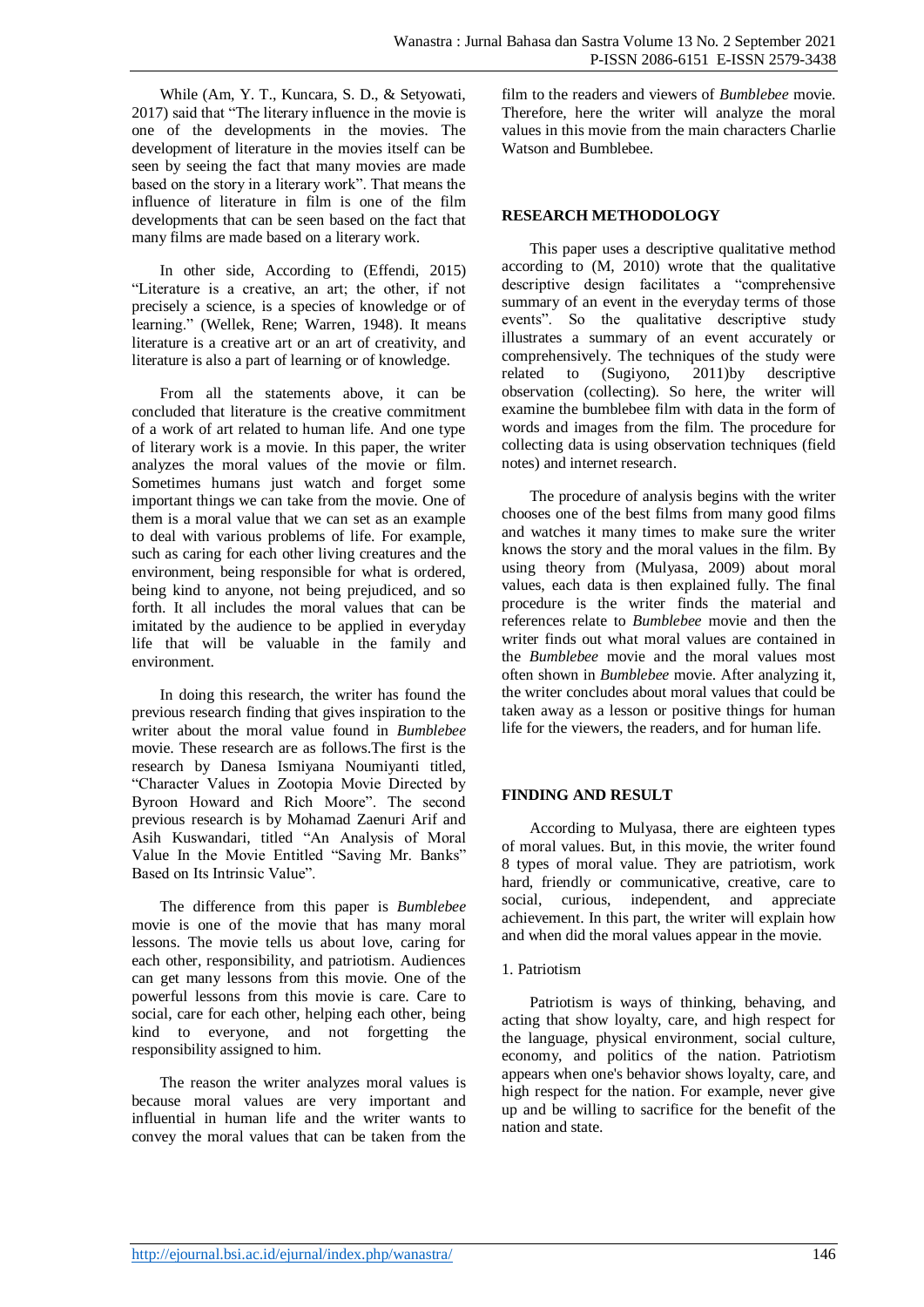While (Am, Y. T., Kuncara, S. D., & Setyowati, 2017) said that "The literary influence in the movie is one of the developments in the movies. The development of literature in the movies itself can be seen by seeing the fact that many movies are made based on the story in a literary work". That means the influence of literature in film is one of the film developments that can be seen based on the fact that many films are made based on a literary work.

In other side, According to (Effendi, 2015) "Literature is a creative, an art; the other, if not precisely a science, is a species of knowledge or of learning." (Wellek, Rene; Warren, 1948). It means literature is a creative art or an art of creativity, and literature is also a part of learning or of knowledge.

From all the statements above, it can be concluded that literature is the creative commitment of a work of art related to human life. And one type of literary work is a movie. In this paper, the writer analyzes the moral values of the movie or film. Sometimes humans just watch and forget some important things we can take from the movie. One of them is a moral value that we can set as an example to deal with various problems of life. For example, such as caring for each other living creatures and the environment, being responsible for what is ordered, being kind to anyone, not being prejudiced, and so forth. It all includes the moral values that can be imitated by the audience to be applied in everyday life that will be valuable in the family and environment.

In doing this research, the writer has found the previous research finding that gives inspiration to the writer about the moral value found in *Bumblebee* movie. These research are as follows.The first is the research by Danesa Ismiyana Noumiyanti titled, "Character Values in Zootopia Movie Directed by Byroon Howard and Rich Moore". The second previous research is by Mohamad Zaenuri Arif and Asih Kuswandari, titled "An Analysis of Moral Value In the Movie Entitled "Saving Mr. Banks" Based on Its Intrinsic Value".

The difference from this paper is *Bumblebee* movie is one of the movie that has many moral lessons. The movie tells us about love, caring for each other, responsibility, and patriotism. Audiences can get many lessons from this movie. One of the powerful lessons from this movie is care. Care to social, care for each other, helping each other, being kind to everyone, and not forgetting the responsibility assigned to him.

The reason the writer analyzes moral values is because moral values are very important and influential in human life and the writer wants to convey the moral values that can be taken from the film to the readers and viewers of *Bumblebee* movie. Therefore, here the writer will analyze the moral values in this movie from the main characters Charlie Watson and Bumblebee.

## RESEARCH METHODOLOGY

This paper uses a descriptive qualitative method according to (M, 2010) wrote that the qualitative descriptive design facilitates a "comprehensive summary of an event in the everyday terms of those events". So the qualitative descriptive study illustrates a summary of an event accurately or comprehensively. The techniques of the study were related to (Sugiyono, 2011)by descriptive observation (collecting). So here, the writer will examine the bumblebee film with data in the form of words and images from the film. The procedure for collecting data is using observation techniques (field notes) and internet research.

The procedure of analysis begins with the writer chooses one of the best films from many good films and watches it many times to make sure the writer knows the story and the moral values in the film. By using theory from (Mulyasa, 2009) about moral values, each data is then explained fully. The final procedure is the writer finds the material and references relate to *Bumblebee* movie and then the writer finds out what moral values are contained in the *Bumblebee* movie and the moral values most often shown in *Bumblebee* movie. After analyzing it, the writer concludes about moral values that could be taken away as a lesson or positive things for human life for the viewers, the readers, and for human life.

## FINDING AND RESULT

According to Mulyasa, there are eighteen types of moral values. But, in this movie, the writer found 8 types of moral value. They are patriotism, work hard, friendly or communicative, creative, care to social, curious, independent, and appreciate achievement. In this part, the writer will explain how and when did the moral values appear in the movie.

1. Patriotism

Patriotism is ways of thinking, behaving, and acting that show loyalty, care, and high respect for the language, physical environment, social culture, economy, and politics of the nation. Patriotism appears when one's behavior shows loyalty, care, and high respect for the nation. For example, never give up and be willing to sacrifice for the benefit of the nation and state.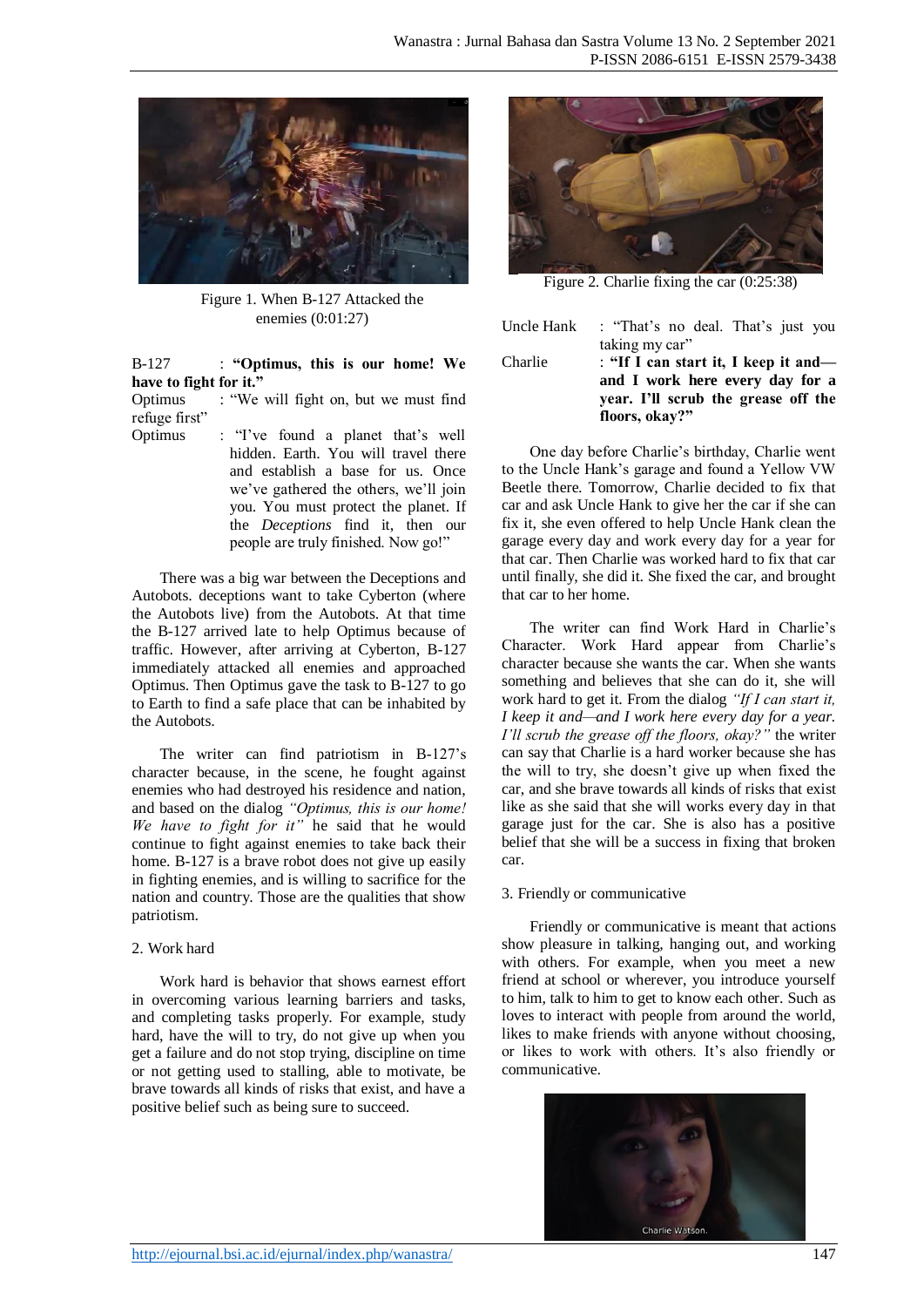Figure 1. When B-127 Attacked the enemies (0:01:27)

B-127 : **"Optimus, this is our home! We have to fight for it."**
Optimus : "We will fight on, but we must find refuge first"
Optimus : "I've found a planet that's well hidden. Earth. You will travel there and establish a base for us. Once we've gathered the others, we'll join you. You must protect the planet. If the *Deceptions* find it, then our people are truly finished. Now go!"

There was a big war between the Deceptions and Autobots. deceptions want to take Cyberton (where the Autobots live) from the Autobots. At that time the B-127 arrived late to help Optimus because of traffic. However, after arriving at Cyberton, B-127 immediately attacked all enemies and approached Optimus. Then Optimus gave the task to B-127 to go to Earth to find a safe place that can be inhabited by the Autobots.

The writer can find patriotism in B-127's character because, in the scene, he fought against enemies who had destroyed his residence and nation, and based on the dialog *"Optimus, this is our home! We have to fight for it"* he said that he would continue to fight against enemies to take back their home. B-127 is a brave robot does not give up easily in fighting enemies, and is willing to sacrifice for the nation and country. Those are the qualities that show patriotism.

2. Work hard

Work hard is behavior that shows earnest effort in overcoming various learning barriers and tasks, and completing tasks properly. For example, study hard, have the will to try, do not give up when you get a failure and do not stop trying, discipline on time or not getting used to stalling, able to motivate, be brave towards all kinds of risks that exist, and have a positive belief such as being sure to succeed.

Figure 2. Charlie fixing the car (0:25:38)

Uncle Hank : "That's no deal. That's just you taking my car"
Charlie : **"If I can start it, I keep it and—and I work here every day for a year. I'll scrub the grease off the floors, okay?"**

One day before Charlie's birthday, Charlie went to the Uncle Hank's garage and found a Yellow VW Beetle there. Tomorrow, Charlie decided to fix that car and ask Uncle Hank to give her the car if she can fix it, she even offered to help Uncle Hank clean the garage every day and work every day for a year for that car. Then Charlie was worked hard to fix that car until finally, she did it. She fixed the car, and brought that car to her home.

The writer can find Work Hard in Charlie's Character. Work Hard appear from Charlie's character because she wants the car. When she wants something and believes that she can do it, she will work hard to get it. From the dialog *"If I can start it, I keep it and—and I work here every day for a year. I'll scrub the grease off the floors, okay?"* the writer can say that Charlie is a hard worker because she has the will to try, she doesn't give up when fixed the car, and she brave towards all kinds of risks that exist like as she said that she will works every day in that garage just for the car. She is also has a positive belief that she will be a success in fixing that broken car.

3. Friendly or communicative

Friendly or communicative is meant that actions show pleasure in talking, hanging out, and working with others. For example, when you meet a new friend at school or wherever, you introduce yourself to him, talk to him to get to know each other. Such as loves to interact with people from around the world, likes to make friends with anyone without choosing, or likes to work with others. It's also friendly or communicative.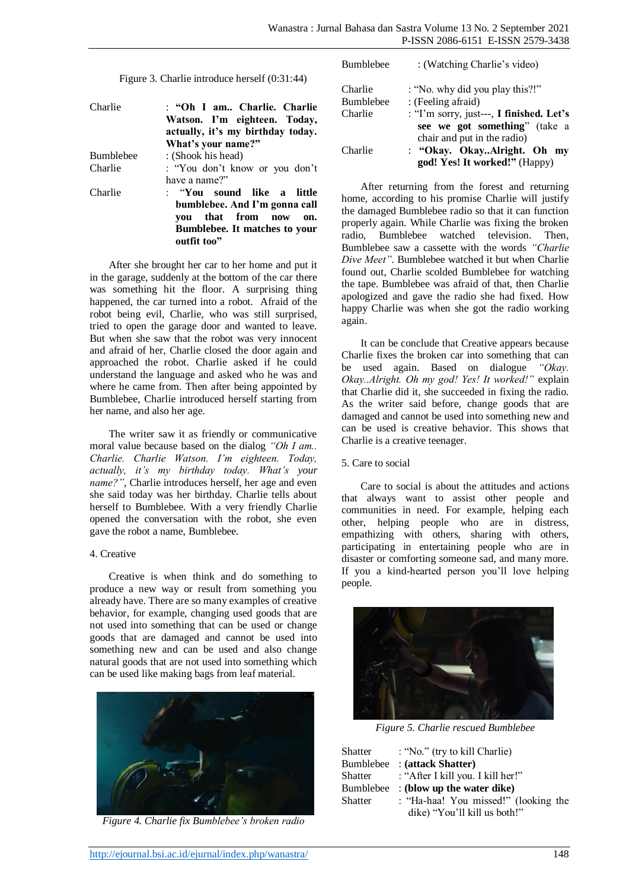Figure 3. Charlie introduce herself (0:31:44)

| | |
|---|---|
| Charlie | : **"Oh I am.. Charlie. Charlie Watson. I'm eighteen. Today, actually, it's my birthday today. What's your name?"** |
| Bumblebee | : (Shook his head) |
| Charlie | : "You don't know or you don't have a name?" |
| Charlie | : **"You sound like a little bumblebee. And I'm gonna call you that from now on. Bumblebee. It matches to your outfit too"** |

After she brought her car to her home and put it in the garage, suddenly at the bottom of the car there was something hit the floor. A surprising thing happened, the car turned into a robot. Afraid of the robot being evil, Charlie, who was still surprised, tried to open the garage door and wanted to leave. But when she saw that the robot was very innocent and afraid of her, Charlie closed the door again and approached the robot. Charlie asked if he could understand the language and asked who he was and where he came from. Then after being appointed by Bumblebee, Charlie introduced herself starting from her name, and also her age.

The writer saw it as friendly or communicative moral value because based on the dialog *"Oh I am.. Charlie. Charlie Watson. I'm eighteen. Today, actually, it's my birthday today. What's your name?"*, Charlie introduces herself, her age and even she said today was her birthday. Charlie tells about herself to Bumblebee. With a very friendly Charlie opened the conversation with the robot, she even gave the robot a name, Bumblebee.

4. Creative

Creative is when think and do something to produce a new way or result from something you already have. There are so many examples of creative behavior, for example, changing used goods that are not used into something that can be used or change goods that are damaged and cannot be used into something new and can be used and also change natural goods that are not used into something which can be used like making bags from leaf material.

*Figure 4. Charlie fix Bumblebee's broken radio*

| | |
|---|---|
| Bumblebee | : (Watching Charlie's video) |
| Charlie | : "No. why did you play this?!" |
| Bumblebee | : (Feeling afraid) |
| Charlie | : "I'm sorry, just---, **I finished. Let's see we got something**" (take a chair and put in the radio) |
| Charlie | : **"Okay. Okay..Alright. Oh my god! Yes! It worked!"** (Happy) |

After returning from the forest and returning home, according to his promise Charlie will justify the damaged Bumblebee radio so that it can function properly again. While Charlie was fixing the broken radio, Bumblebee watched television. Then, Bumblebee saw a cassette with the words *"Charlie Dive Meet"*. Bumblebee watched it but when Charlie found out, Charlie scolded Bumblebee for watching the tape. Bumblebee was afraid of that, then Charlie apologized and gave the radio she had fixed. How happy Charlie was when she got the radio working again.

It can be conclude that Creative appears because Charlie fixes the broken car into something that can be used again. Based on dialogue *"Okay. Okay..Alright. Oh my god! Yes! It worked!"* explain that Charlie did it, she succeeded in fixing the radio. As the writer said before, change goods that are damaged and cannot be used into something new and can be used is creative behavior. This shows that Charlie is a creative teenager.

5. Care to social

Care to social is about the attitudes and actions that always want to assist other people and communities in need. For example, helping each other, helping people who are in distress, empathizing with others, sharing with others, participating in entertaining people who are in disaster or comforting someone sad, and many more. If you a kind-hearted person you'll love helping people.

*Figure 5. Charlie rescued Bumblebee*

| | |
|---|---|
| Shatter | : "No." (try to kill Charlie) |
| Bumblebee | : **(attack Shatter)** |
| Shatter | : "After I kill you. I kill her!" |
| Bumblebee | : **(blow up the water dike)** |
| Shatter | : "Ha-haa! You missed!" (looking the dike) "You'll kill us both!" |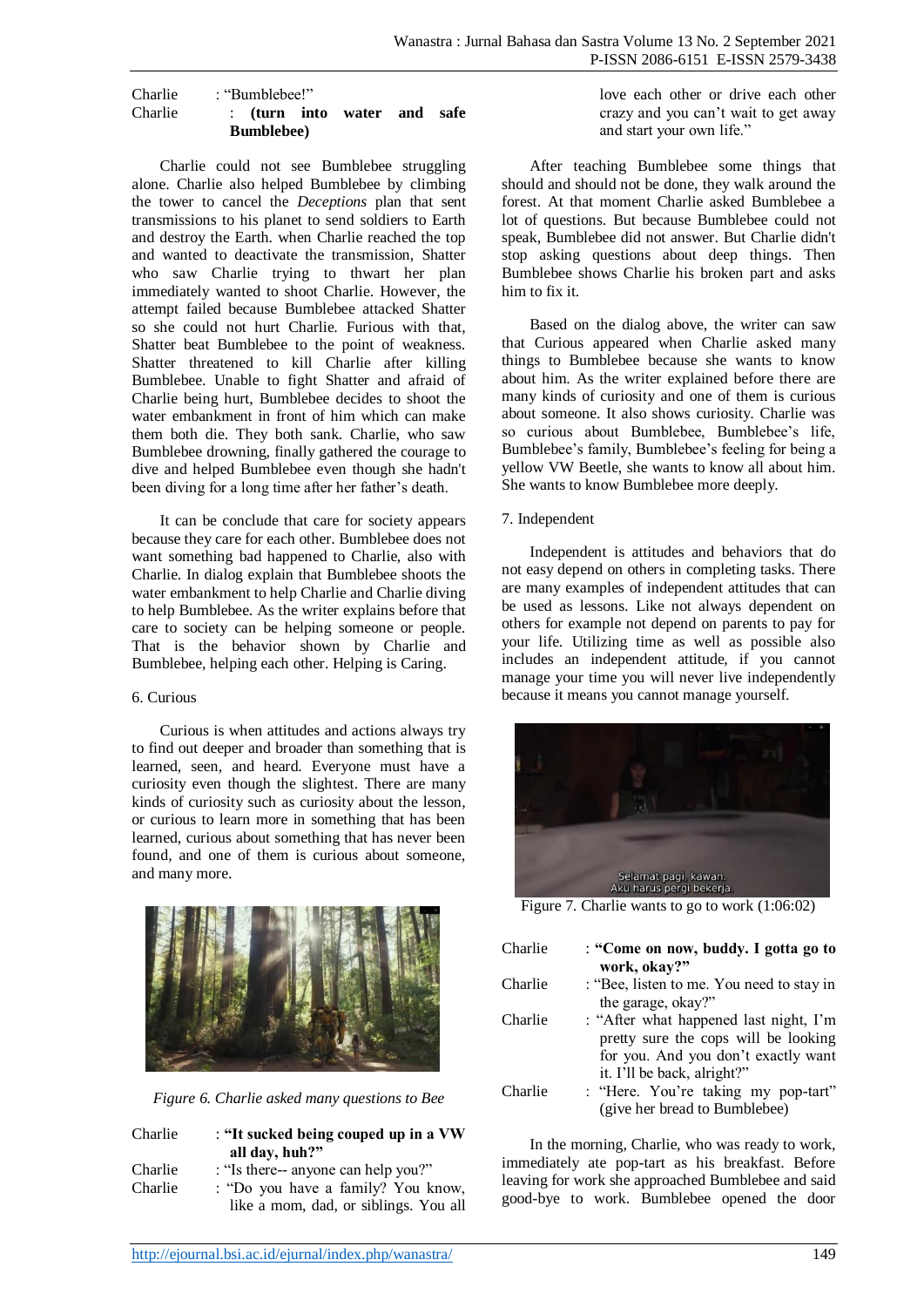Charlie : "Bumblebee!"

Charlie : **(turn into water and safe Bumblebee)**

Charlie could not see Bumblebee struggling alone. Charlie also helped Bumblebee by climbing the tower to cancel the *Deceptions* plan that sent transmissions to his planet to send soldiers to Earth and destroy the Earth. when Charlie reached the top and wanted to deactivate the transmission, Shatter who saw Charlie trying to thwart her plan immediately wanted to shoot Charlie. However, the attempt failed because Bumblebee attacked Shatter so she could not hurt Charlie. Furious with that, Shatter beat Bumblebee to the point of weakness. Shatter threatened to kill Charlie after killing Bumblebee. Unable to fight Shatter and afraid of Charlie being hurt, Bumblebee decides to shoot the water embankment in front of him which can make them both die. They both sank. Charlie, who saw Bumblebee drowning, finally gathered the courage to dive and helped Bumblebee even though she hadn't been diving for a long time after her father's death.

It can be conclude that care for society appears because they care for each other. Bumblebee does not want something bad happened to Charlie, also with Charlie. In dialog explain that Bumblebee shoots the water embankment to help Charlie and Charlie diving to help Bumblebee. As the writer explains before that care to society can be helping someone or people. That is the behavior shown by Charlie and Bumblebee, helping each other. Helping is Caring.

6. Curious

Curious is when attitudes and actions always try to find out deeper and broader than something that is learned, seen, and heard. Everyone must have a curiosity even though the slightest. There are many kinds of curiosity such as curiosity about the lesson, or curious to learn more in something that has been learned, curious about something that has never been found, and one of them is curious about someone, and many more.

*Figure 6. Charlie asked many questions to Bee*

Charlie : **"It sucked being couped up in a VW all day, huh?"**

Charlie : "Is there-- anyone can help you?"

Charlie : "Do you have a family? You know, like a mom, dad, or siblings. You all love each other or drive each other crazy and you can't wait to get away and start your own life."

After teaching Bumblebee some things that should and should not be done, they walk around the forest. At that moment Charlie asked Bumblebee a lot of questions. But because Bumblebee could not speak, Bumblebee did not answer. But Charlie didn't stop asking questions about deep things. Then Bumblebee shows Charlie his broken part and asks him to fix it.

Based on the dialog above, the writer can saw that Curious appeared when Charlie asked many things to Bumblebee because she wants to know about him. As the writer explained before there are many kinds of curiosity and one of them is curious about someone. It also shows curiosity. Charlie was so curious about Bumblebee, Bumblebee's life, Bumblebee's family, Bumblebee's feeling for being a yellow VW Beetle, she wants to know all about him. She wants to know Bumblebee more deeply.

7. Independent

Independent is attitudes and behaviors that do not easy depend on others in completing tasks. There are many examples of independent attitudes that can be used as lessons. Like not always dependent on others for example not depend on parents to pay for your life. Utilizing time as well as possible also includes an independent attitude, if you cannot manage your time you will never live independently because it means you cannot manage yourself.

Figure 7. Charlie wants to go to work (1:06:02)

Charlie : **"Come on now, buddy. I gotta go to work, okay?"**

Charlie : "Bee, listen to me. You need to stay in the garage, okay?"

Charlie : "After what happened last night, I'm pretty sure the cops will be looking for you. And you don't exactly want it. I'll be back, alright?"

Charlie : "Here. You're taking my pop-tart" (give her bread to Bumblebee)

In the morning, Charlie, who was ready to work, immediately ate pop-tart as his breakfast. Before leaving for work she approached Bumblebee and said good-bye to work. Bumblebee opened the door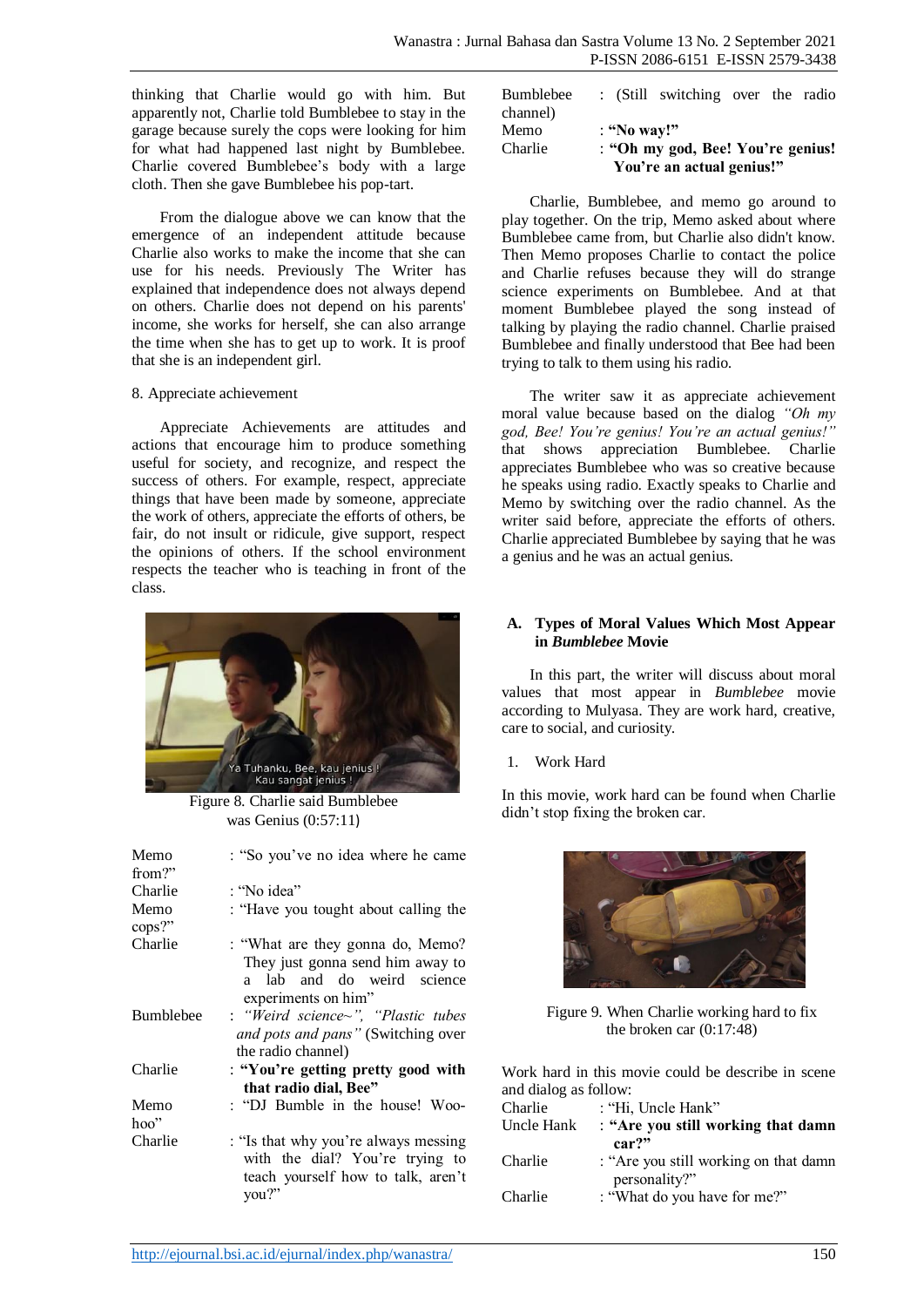thinking that Charlie would go with him. But apparently not, Charlie told Bumblebee to stay in the garage because surely the cops were looking for him for what had happened last night by Bumblebee. Charlie covered Bumblebee's body with a large cloth. Then she gave Bumblebee his pop-tart.

From the dialogue above we can know that the emergence of an independent attitude because Charlie also works to make the income that she can use for his needs. Previously The Writer has explained that independence does not always depend on others. Charlie does not depend on his parents' income, she works for herself, she can also arrange the time when she has to get up to work. It is proof that she is an independent girl.

8. Appreciate achievement

Appreciate Achievements are attitudes and actions that encourage him to produce something useful for society, and recognize, and respect the success of others. For example, respect, appreciate things that have been made by someone, appreciate the work of others, appreciate the efforts of others, be fair, do not insult or ridicule, give support, respect the opinions of others. If the school environment respects the teacher who is teaching in front of the class.

Figure 8. Charlie said Bumblebee was Genius (0:57:11)

| | |
|---|---|
| Memo | : "So you've no idea where he came from?" |
| Charlie | : "No idea" |
| Memo | : "Have you tought about calling the cops?" |
| Charlie | : "What are they gonna do, Memo? They just gonna send him away to a lab and do weird science experiments on him" |
| Bumblebee | : *"Weird science~", "Plastic tubes and pots and pans"* (Switching over the radio channel) |
| Charlie | : **"You're getting pretty good with that radio dial, Bee"** |
| Memo | : "DJ Bumble in the house! Woo-hoo" |
| Charlie | : "Is that why you're always messing with the dial? You're trying to teach yourself how to talk, aren't you?" |
| Bumblebee | : (Still switching over the radio channel) |
| Memo | : **"No way!"** |
| Charlie | : **"Oh my god, Bee! You're genius! You're an actual genius!"** |

Charlie, Bumblebee, and memo go around to play together. On the trip, Memo asked about where Bumblebee came from, but Charlie also didn't know. Then Memo proposes Charlie to contact the police and Charlie refuses because they will do strange science experiments on Bumblebee. And at that moment Bumblebee played the song instead of talking by playing the radio channel. Charlie praised Bumblebee and finally understood that Bee had been trying to talk to them using his radio.

The writer saw it as appreciate achievement moral value because based on the dialog *"Oh my god, Bee! You're genius! You're an actual genius!"* that shows appreciation Bumblebee. Charlie appreciates Bumblebee who was so creative because he speaks using radio. Exactly speaks to Charlie and Memo by switching over the radio channel. As the writer said before, appreciate the efforts of others. Charlie appreciated Bumblebee by saying that he was a genius and he was an actual genius.

## A. Types of Moral Values Which Most Appear in *Bumblebee* Movie

In this part, the writer will discuss about moral values that most appear in *Bumblebee* movie according to Mulyasa. They are work hard, creative, care to social, and curiosity.

1. Work Hard

In this movie, work hard can be found when Charlie didn't stop fixing the broken car.

Figure 9. When Charlie working hard to fix the broken car (0:17:48)

Work hard in this movie could be describe in scene and dialog as follow:

| | |
|---|---|
| Charlie | : "Hi, Uncle Hank" |
| Uncle Hank | : **"Are you still working that damn car?"** |
| Charlie | : "Are you still working on that damn personality?" |
| Charlie | : "What do you have for me?" |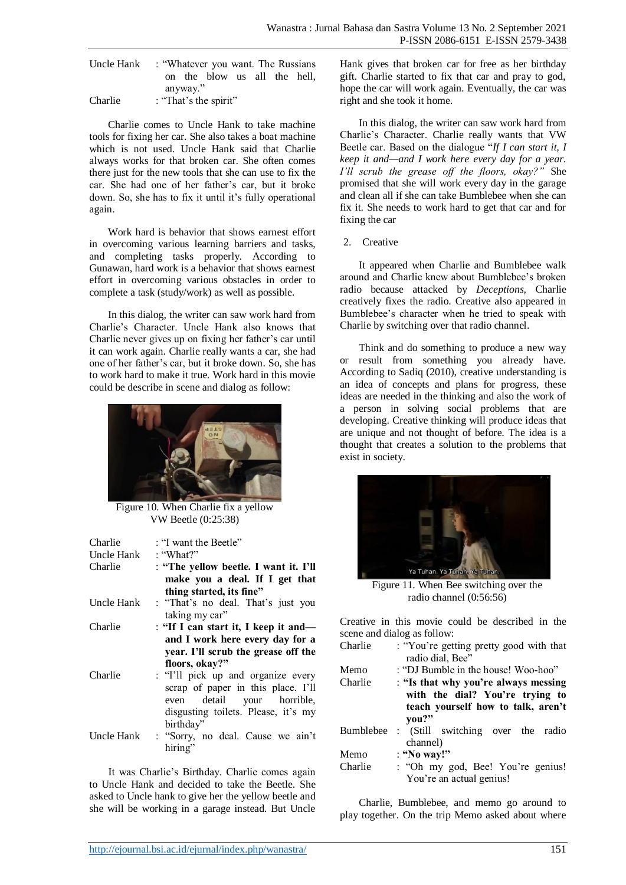Uncle Hank : "Whatever you want. The Russians on the blow us all the hell, anyway."

Charlie : "That's the spirit"

Charlie comes to Uncle Hank to take machine tools for fixing her car. She also takes a boat machine which is not used. Uncle Hank said that Charlie always works for that broken car. She often comes there just for the new tools that she can use to fix the car. She had one of her father's car, but it broke down. So, she has to fix it until it's fully operational again.

Work hard is behavior that shows earnest effort in overcoming various learning barriers and tasks, and completing tasks properly. According to Gunawan, hard work is a behavior that shows earnest effort in overcoming various obstacles in order to complete a task (study/work) as well as possible.

In this dialog, the writer can saw work hard from Charlie's Character. Uncle Hank also knows that Charlie never gives up on fixing her father's car until it can work again. Charlie really wants a car, she had one of her father's car, but it broke down. So, she has to work hard to make it true. Work hard in this movie could be describe in scene and dialog as follow:

Figure 10. When Charlie fix a yellow VW Beetle (0:25:38)

Charlie : "I want the Beetle"

Uncle Hank : "What?"

Charlie : **"The yellow beetle. I want it. I'll make you a deal. If I get that thing started, its fine"**

Uncle Hank : "That's no deal. That's just you taking my car"

Charlie : **"If I can start it, I keep it and— and I work here every day for a year. I'll scrub the grease off the floors, okay?"**

Charlie : "I'll pick up and organize every scrap of paper in this place. I'll even detail your horrible, disgusting toilets. Please, it's my birthday"

Uncle Hank : "Sorry, no deal. Cause we ain't hiring"

It was Charlie's Birthday. Charlie comes again to Uncle Hank and decided to take the Beetle. She asked to Uncle hank to give her the yellow beetle and she will be working in a garage instead. But Uncle Hank gives that broken car for free as her birthday gift. Charlie started to fix that car and pray to god, hope the car will work again. Eventually, the car was right and she took it home.

In this dialog, the writer can saw work hard from Charlie's Character. Charlie really wants that VW Beetle car. Based on the dialogue "*If I can start it, I keep it and—and I work here every day for a year. I'll scrub the grease off the floors, okay?"* She promised that she will work every day in the garage and clean all if she can take Bumblebee when she can fix it. She needs to work hard to get that car and for fixing the car

2. Creative

It appeared when Charlie and Bumblebee walk around and Charlie knew about Bumblebee's broken radio because attacked by *Deceptions,* Charlie creatively fixes the radio. Creative also appeared in Bumblebee's character when he tried to speak with Charlie by switching over that radio channel.

Think and do something to produce a new way or result from something you already have. According to Sadiq (2010), creative understanding is an idea of concepts and plans for progress, these ideas are needed in the thinking and also the work of a person in solving social problems that are developing. Creative thinking will produce ideas that are unique and not thought of before. The idea is a thought that creates a solution to the problems that exist in society.

Figure 11. When Bee switching over the radio channel (0:56:56)

Creative in this movie could be described in the scene and dialog as follow:

Charlie : "You're getting pretty good with that radio dial, Bee"

Memo : "DJ Bumble in the house! Woo-hoo"

Charlie : **"Is that why you're always messing with the dial? You're trying to teach yourself how to talk, aren't you?"**

Bumblebee : (Still switching over the radio channel)

Memo : **"No way!"**

Charlie : "Oh my god, Bee! You're genius! You're an actual genius!

Charlie, Bumblebee, and memo go around to play together. On the trip Memo asked about where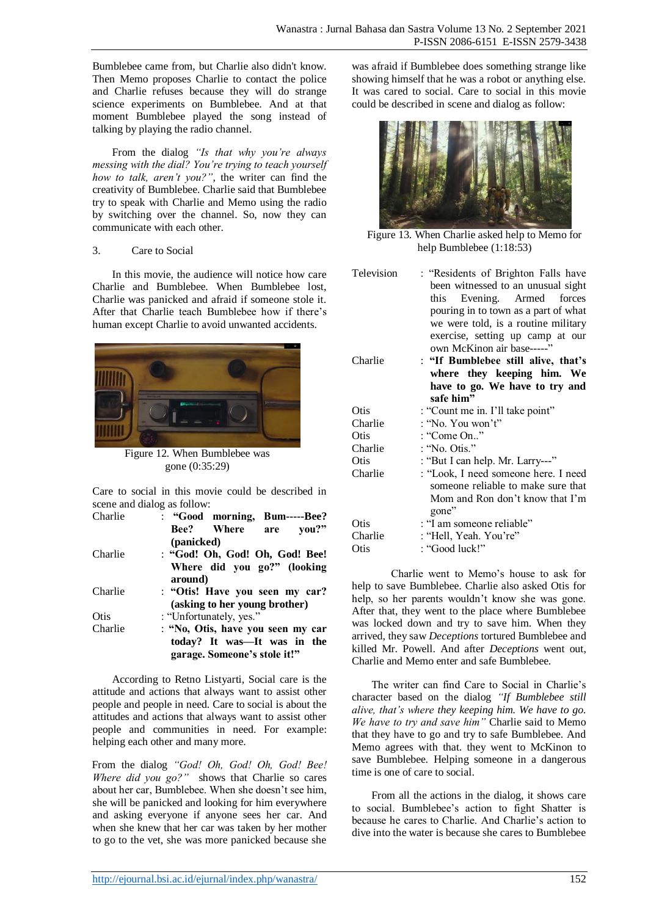Bumblebee came from, but Charlie also didn't know. Then Memo proposes Charlie to contact the police and Charlie refuses because they will do strange science experiments on Bumblebee. And at that moment Bumblebee played the song instead of talking by playing the radio channel.

From the dialog *"Is that why you're always messing with the dial? You're trying to teach yourself how to talk, aren't you?"*, the writer can find the creativity of Bumblebee. Charlie said that Bumblebee try to speak with Charlie and Memo using the radio by switching over the channel. So, now they can communicate with each other.

3. Care to Social

In this movie, the audience will notice how care Charlie and Bumblebee. When Bumblebee lost, Charlie was panicked and afraid if someone stole it. After that Charlie teach Bumblebee how if there's human except Charlie to avoid unwanted accidents.

Figure 12. When Bumblebee was gone (0:35:29)

Care to social in this movie could be described in scene and dialog as follow:

| | |
|---|---|
| Charlie | : **"Good morning, Bum-----Bee? Bee? Where are you?" (panicked)** |
| Charlie | : **"God! Oh, God! Oh, God! Bee! Where did you go?" (looking around)** |
| Charlie | : **"Otis! Have you seen my car? (asking to her young brother)** |
| Otis | : "Unfortunately, yes." |
| Charlie | : **"No, Otis, have you seen my car today? It was—It was in the garage. Someone's stole it!"** |

According to Retno Listyarti, Social care is the attitude and actions that always want to assist other people and people in need. Care to social is about the attitudes and actions that always want to assist other people and communities in need. For example: helping each other and many more.

From the dialog *"God! Oh, God! Oh, God! Bee! Where did you go?"* shows that Charlie so cares about her car, Bumblebee. When she doesn't see him, she will be panicked and looking for him everywhere and asking everyone if anyone sees her car. And when she knew that her car was taken by her mother to go to the vet, she was more panicked because she was afraid if Bumblebee does something strange like showing himself that he was a robot or anything else. It was cared to social. Care to social in this movie could be described in scene and dialog as follow:

Figure 13. When Charlie asked help to Memo for help Bumblebee (1:18:53)

| | |
|---|---|
| Television | : "Residents of Brighton Falls have been witnessed to an unusual sight this Evening. Armed forces pouring in to town as a part of what we were told, is a routine military exercise, setting up camp at our own McKinon air base-----" |
| Charlie | : **"If Bumblebee still alive, that's where they keeping him. We have to go. We have to try and safe him"** |
| Otis | : "Count me in. I'll take point" |
| Charlie | : "No. You won't" |
| Otis | : "Come On.." |
| Charlie | : "No. Otis." |
| Otis | : "But I can help. Mr. Larry---" |
| Charlie | : "Look, I need someone here. I need someone reliable to make sure that Mom and Ron don't know that I'm gone" |
| Otis | : "I am someone reliable" |
| Charlie | : "Hell, Yeah. You're" |
| Otis | : "Good luck!" |

Charlie went to Memo's house to ask for help to save Bumblebee. Charlie also asked Otis for help, so her parents wouldn't know she was gone. After that, they went to the place where Bumblebee was locked down and try to save him. When they arrived, they saw *Deceptions* tortured Bumblebee and killed Mr. Powell. And after *Deceptions* went out, Charlie and Memo enter and safe Bumblebee.

The writer can find Care to Social in Charlie's character based on the dialog *"If Bumblebee still alive, that's where they keeping him. We have to go. We have to try and save him"* Charlie said to Memo that they have to go and try to safe Bumblebee. And Memo agrees with that. they went to McKinon to save Bumblebee. Helping someone in a dangerous time is one of care to social.

From all the actions in the dialog, it shows care to social. Bumblebee's action to fight Shatter is because he cares to Charlie. And Charlie's action to dive into the water is because she cares to Bumblebee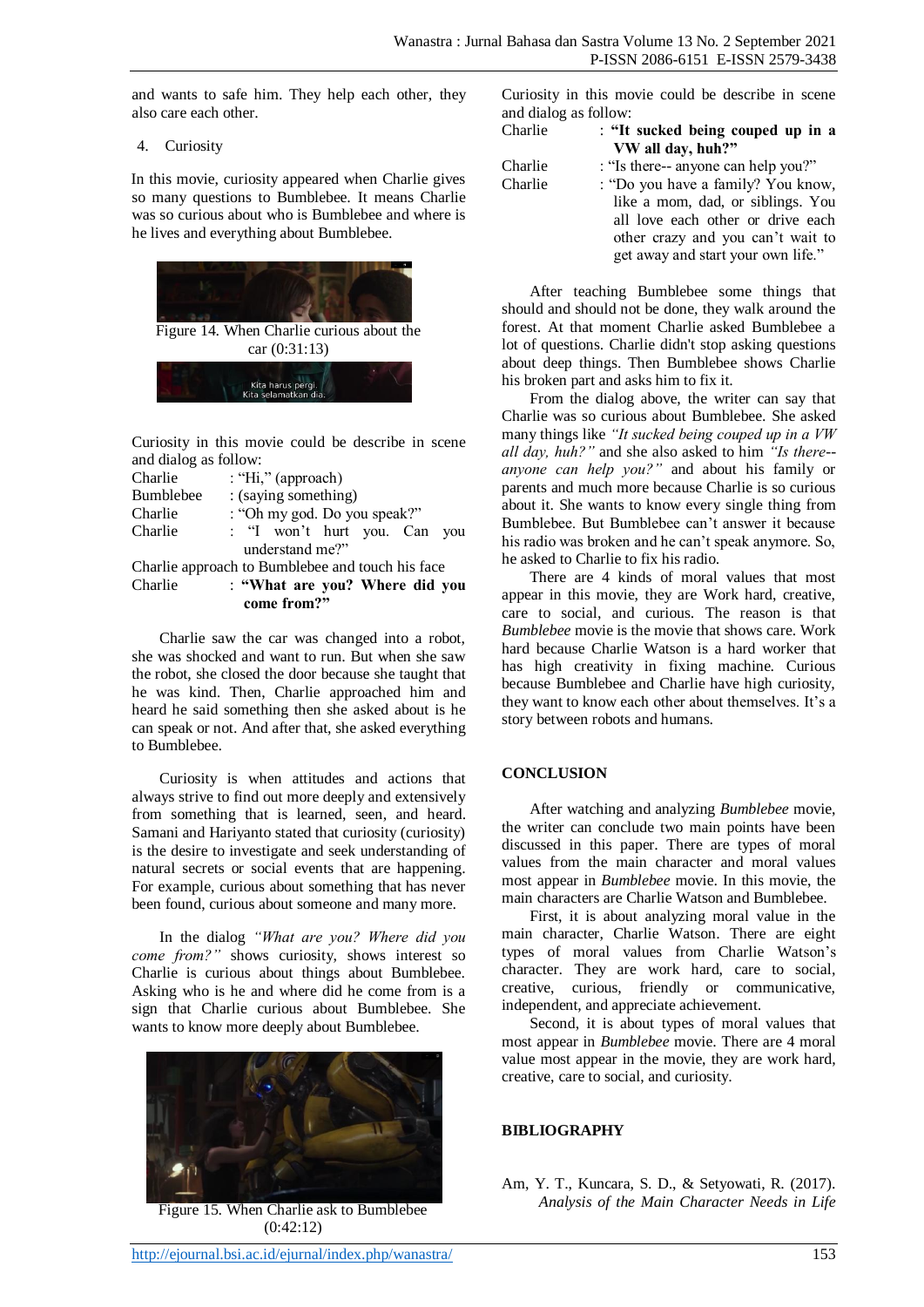and wants to safe him. They help each other, they also care each other.

4. Curiosity

In this movie, curiosity appeared when Charlie gives so many questions to Bumblebee. It means Charlie was so curious about who is Bumblebee and where is he lives and everything about Bumblebee.

Figure 14. When Charlie curious about the car (0:31:13)

Curiosity in this movie could be describe in scene and dialog as follow:

Charlie : "Hi," (approach)
Bumblebee : (saying something)
Charlie : "Oh my god. Do you speak?"
Charlie : "I won't hurt you. Can you understand me?"
Charlie approach to Bumblebee and touch his face
Charlie : **"What are you? Where did you come from?"**

Charlie saw the car was changed into a robot, she was shocked and want to run. But when she saw the robot, she closed the door because she taught that he was kind. Then, Charlie approached him and heard he said something then she asked about is he can speak or not. And after that, she asked everything to Bumblebee.

Curiosity is when attitudes and actions that always strive to find out more deeply and extensively from something that is learned, seen, and heard. Samani and Hariyanto stated that curiosity (curiosity) is the desire to investigate and seek understanding of natural secrets or social events that are happening. For example, curious about something that has never been found, curious about someone and many more.

In the dialog *"What are you? Where did you come from?"* shows curiosity, shows interest so Charlie is curious about things about Bumblebee. Asking who is he and where did he come from is a sign that Charlie curious about Bumblebee. She wants to know more deeply about Bumblebee.

Figure 15. When Charlie ask to Bumblebee (0:42:12)

Curiosity in this movie could be describe in scene and dialog as follow:

Charlie : **"It sucked being couped up in a VW all day, huh?"**
Charlie : "Is there-- anyone can help you?"
Charlie : "Do you have a family? You know, like a mom, dad, or siblings. You all love each other or drive each other crazy and you can't wait to get away and start your own life."

After teaching Bumblebee some things that should and should not be done, they walk around the forest. At that moment Charlie asked Bumblebee a lot of questions. Charlie didn't stop asking questions about deep things. Then Bumblebee shows Charlie his broken part and asks him to fix it.

From the dialog above, the writer can say that Charlie was so curious about Bumblebee. She asked many things like *"It sucked being couped up in a VW all day, huh?"* and she also asked to him *"Is there-- anyone can help you?"* and about his family or parents and much more because Charlie is so curious about it. She wants to know every single thing from Bumblebee. But Bumblebee can't answer it because his radio was broken and he can't speak anymore. So, he asked to Charlie to fix his radio.

There are 4 kinds of moral values that most appear in this movie, they are Work hard, creative, care to social, and curious. The reason is that *Bumblebee* movie is the movie that shows care. Work hard because Charlie Watson is a hard worker that has high creativity in fixing machine. Curious because Bumblebee and Charlie have high curiosity, they want to know each other about themselves. It's a story between robots and humans.

## CONCLUSION

After watching and analyzing *Bumblebee* movie, the writer can conclude two main points have been discussed in this paper. There are types of moral values from the main character and moral values most appear in *Bumblebee* movie. In this movie, the main characters are Charlie Watson and Bumblebee.

First, it is about analyzing moral value in the main character, Charlie Watson. There are eight types of moral values from Charlie Watson's character. They are work hard, care to social, creative, curious, friendly or communicative, independent, and appreciate achievement.

Second, it is about types of moral values that most appear in *Bumblebee* movie. There are 4 moral value most appear in the movie, they are work hard, creative, care to social, and curiosity.

## BIBLIOGRAPHY

Am, Y. T., Kuncara, S. D., & Setyowati, R. (2017). *Analysis of the Main Character Needs in Life*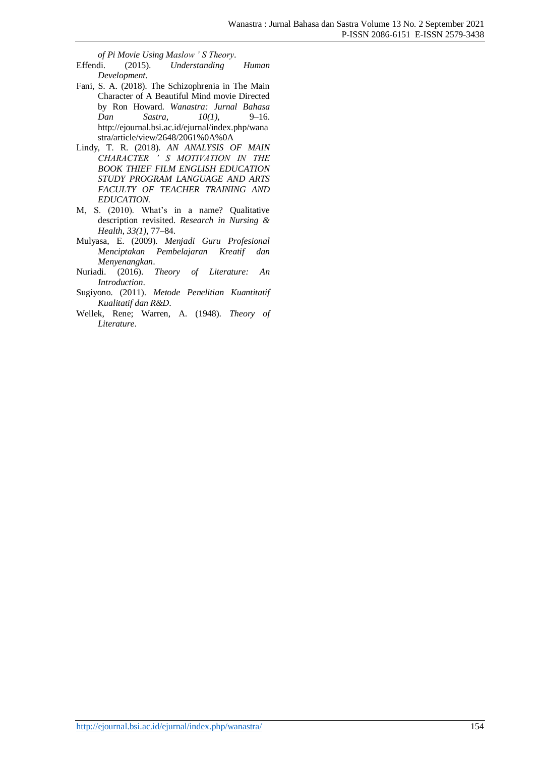*of Pi Movie Using Maslow ' S Theory*.

Effendi. (2015). *Understanding Human Development*.

Fani, S. A. (2018). The Schizophrenia in The Main Character of A Beautiful Mind movie Directed by Ron Howard. *Wanastra: Jurnal Bahasa Dan Sastra, 10(1)*, 9–16. http://ejournal.bsi.ac.id/ejurnal/index.php/wanastra/article/view/2648/2061%0A%0A

Lindy, T. R. (2018). *AN ANALYSIS OF MAIN CHARACTER ' S MOTIVATION IN THE BOOK THIEF FILM ENGLISH EDUCATION STUDY PROGRAM LANGUAGE AND ARTS FACULTY OF TEACHER TRAINING AND EDUCATION.*

M, S. (2010). What's in a name? Qualitative description revisited. *Research in Nursing & Health, 33(1)*, 77–84.

Mulyasa, E. (2009). *Menjadi Guru Profesional Menciptakan Pembelajaran Kreatif dan Menyenangkan*.

Nuriadi. (2016). *Theory of Literature: An Introduction*.

Sugiyono. (2011). *Metode Penelitian Kuantitatif Kualitatif dan R&D*.

Wellek, Rene; Warren, A. (1948). *Theory of Literature*.